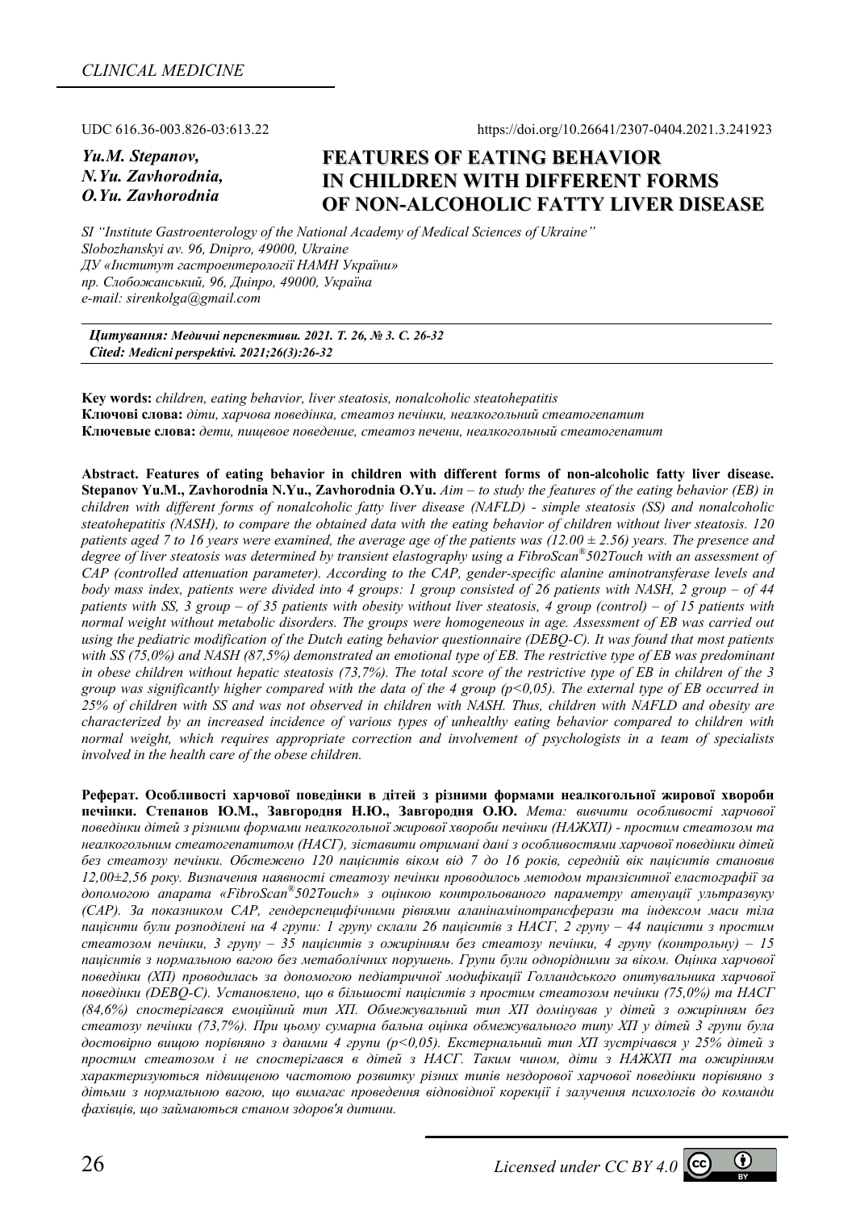*CLINICAL MEDICINE*

UDC 616.36-003.826-03:613.22 https://doi.org/10.26641/2307-0404.2021.3.241923

***Yu.M. Stepanov,***
***N.Yu. Zavhorodnia,***
***O.Yu. Zavhorodnia***

# FEATURES OF EATING BEHAVIOR IN CHILDREN WITH DIFFERENT FORMS OF NON-ALCOHOLIC FATTY LIVER DISEASE

*SI "Institute Gastroenterology of the National Academy of Medical Sciences of Ukraine"*
*Slobozhanskyi av. 96, Dnipro, 49000, Ukraine*
*ДУ «Інститут гастроентерології НАМН України»*
*пр. Слобожанський, 96, Дніпро, 49000, Україна*
*e-mail: sirenkolga@gmail.com*

***Цитування:*** ***Медичні перспективи. 2021. Т. 26, № 3. С. 26-32***
***Cited:*** ***Medicni perspektivi. 2021;26(3):26-32***

**Key words:** *children, eating behavior, liver steatosis, nonalcoholic steatohepatitis*
**Ключові слова:** *діти, харчова поведінка, стеатоз печінки, неалкогольний стеатогепатит*
**Ключевые слова:** *дети, пищевое поведение, стеатоз печени, неалкогольный стеатогепатит*

**Abstract. Features of eating behavior in children with different forms of non-alcoholic fatty liver disease. Stepanov Yu.M., Zavhorodnia N.Yu., Zavhorodnia O.Yu.** *Aim – to study the features of the eating behavior (EB) in children with different forms of nonalcoholic fatty liver disease (NAFLD) - simple steatosis (SS) and nonalcoholic steatohepatitis (NASH), to compare the obtained data with the eating behavior of children without liver steatosis. 120 patients aged 7 to 16 years were examined, the average age of the patients was (12.00 ± 2.56) years. The presence and degree of liver steatosis was determined by transient elastography using a FibroScan®502Touch with an assessment of CAP (controlled attenuation parameter). According to the CAP, gender-specific alanine aminotransferase levels and body mass index, patients were divided into 4 groups: 1 group consisted of 26 patients with NASH, 2 group – of 44 patients with SS, 3 group – of 35 patients with obesity without liver steatosis, 4 group (control) – of 15 patients with normal weight without metabolic disorders. The groups were homogeneous in age. Assessment of EB was carried out using the pediatric modification of the Dutch eating behavior questionnaire (DEBQ-C). It was found that most patients with SS (75,0%) and NASH (87,5%) demonstrated an emotional type of EB. The restrictive type of EB was predominant in obese children without hepatic steatosis (73,7%). The total score of the restrictive type of EB in children of the 3 group was significantly higher compared with the data of the 4 group (p<0,05). The external type of EB occurred in 25% of children with SS and was not observed in children with NASH. Thus, children with NAFLD and obesity are characterized by an increased incidence of various types of unhealthy eating behavior compared to children with normal weight, which requires appropriate correction and involvement of psychologists in a team of specialists involved in the health care of the obese children.*

**Реферат. Особливості харчової поведінки в дітей з різними формами неалкогольної жирової хвороби печінки. Степанов Ю.М., Завгородня Н.Ю., Завгородня О.Ю.** *Мета: вивчити особливості харчової поведінки дітей з різними формами неалкогольної жирової хвороби печінки (НАЖХП) - простим стеатозом та неалкогольним стеатогепатитом (НАСГ), зіставити отримані дані з особливостями харчової поведінки дітей без стеатозу печінки. Обстежено 120 пацієнтів віком від 7 до 16 років, середній вік пацієнтів становив 12,00±2,56 року. Визначення наявності стеатозу печінки проводилось методом транзієнтної еластографії за допомогою апарата «FibroScan®502Touch» з оцінкою контрольованого параметру атенуації ультразвуку (CAP). За показником CAP, гендерспецифічними рівнями аланінамінотрансферази та індексом маси тіла пацієнти були розподілені на 4 групи: 1 групу склали 26 пацієнтів з НАСГ, 2 групу – 44 пацієнти з простим стеатозом печінки, 3 групу – 35 пацієнтів з ожирінням без стеатозу печінки, 4 групу (контрольну) – 15 пацієнтів з нормальною вагою без метаболічних порушень. Групи були однорідними за віком. Оцінка харчової поведінки (ХП) проводилась за допомогою педіатричної модифікації Голландського опитувальника харчової поведінки (DEBQ-C). Установлено, що в більшості пацієнтів з простим стеатозом печінки (75,0%) та НАСГ (84,6%) спостерігався емоційний тип ХП. Обмежувальний тип ХП домінував у дітей з ожирінням без стеатозу печінки (73,7%). При цьому сумарна бальна оцінка обмежувального типу ХП у дітей 3 групи була достовірно вищою порівняно з даними 4 групи (p<0,05). Екстернальний тип ХП зустрічався у 25% дітей з простим стеатозом і не спостерігався в дітей з НАСГ. Таким чином, діти з НАЖХП та ожирінням характеризуються підвищеною частотою розвитку різних типів нездорової харчової поведінки порівняно з дітьми з нормальною вагою, що вимагає проведення відповідної корекції і залучення психологів до команди фахівців, що займаються станом здоров'я дитини.*

*Licensed under CC BY 4.0*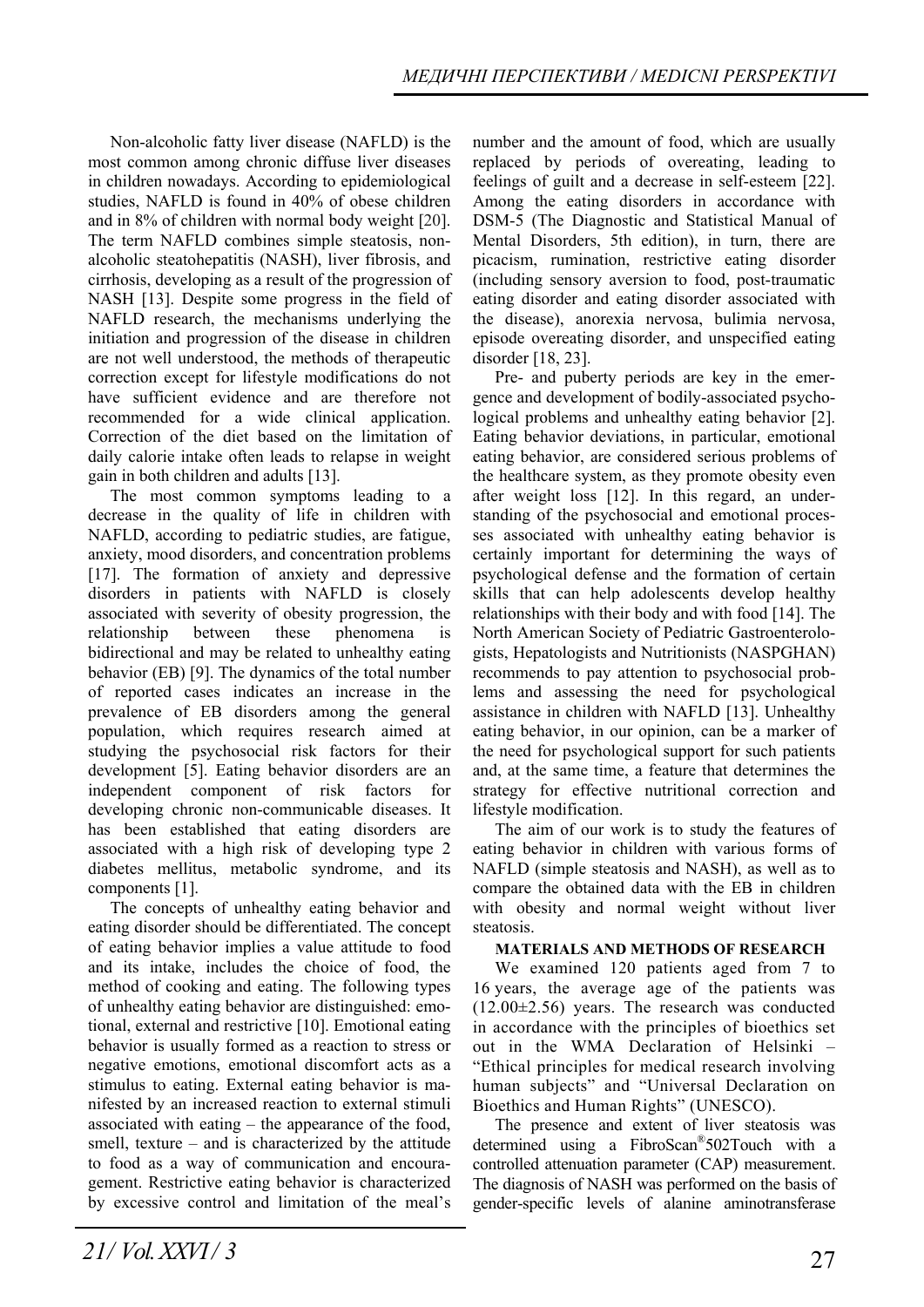Non-alcoholic fatty liver disease (NAFLD) is the most common among chronic diffuse liver diseases in children nowadays. According to epidemiological studies, NAFLD is found in 40% of obese children and in 8% of children with normal body weight [20]. The term NAFLD combines simple steatosis, non-alcoholic steatohepatitis (NASH), liver fibrosis, and cirrhosis, developing as a result of the progression of NASH [13]. Despite some progress in the field of NAFLD research, the mechanisms underlying the initiation and progression of the disease in children are not well understood, the methods of therapeutic correction except for lifestyle modifications do not have sufficient evidence and are therefore not recommended for a wide clinical application. Correction of the diet based on the limitation of daily calorie intake often leads to relapse in weight gain in both children and adults [13].

The most common symptoms leading to a decrease in the quality of life in children with NAFLD, according to pediatric studies, are fatigue, anxiety, mood disorders, and concentration problems [17]. The formation of anxiety and depressive disorders in patients with NAFLD is closely associated with severity of obesity progression, the relationship between these phenomena is bidirectional and may be related to unhealthy eating behavior (EB) [9]. The dynamics of the total number of reported cases indicates an increase in the prevalence of EB disorders among the general population, which requires research aimed at studying the psychosocial risk factors for their development [5]. Eating behavior disorders are an independent component of risk factors for developing chronic non-communicable diseases. It has been established that eating disorders are associated with a high risk of developing type 2 diabetes mellitus, metabolic syndrome, and its components [1].

The concepts of unhealthy eating behavior and eating disorder should be differentiated. The concept of eating behavior implies a value attitude to food and its intake, includes the choice of food, the method of cooking and eating. The following types of unhealthy eating behavior are distinguished: emotional, external and restrictive [10]. Emotional eating behavior is usually formed as a reaction to stress or negative emotions, emotional discomfort acts as a stimulus to eating. External eating behavior is manifested by an increased reaction to external stimuli associated with eating – the appearance of the food, smell, texture – and is characterized by the attitude to food as a way of communication and encouragement. Restrictive eating behavior is characterized by excessive control and limitation of the meal's number and the amount of food, which are usually replaced by periods of overeating, leading to feelings of guilt and a decrease in self-esteem [22]. Among the eating disorders in accordance with DSM-5 (The Diagnostic and Statistical Manual of Mental Disorders, 5th edition), in turn, there are picacism, rumination, restrictive eating disorder (including sensory aversion to food, post-traumatic eating disorder and eating disorder associated with the disease), anorexia nervosa, bulimia nervosa, episode overeating disorder, and unspecified eating disorder [18, 23].

Pre- and puberty periods are key in the emergence and development of bodily-associated psychological problems and unhealthy eating behavior [2]. Eating behavior deviations, in particular, emotional eating behavior, are considered serious problems of the healthcare system, as they promote obesity even after weight loss [12]. In this regard, an understanding of the psychosocial and emotional processes associated with unhealthy eating behavior is certainly important for determining the ways of psychological defense and the formation of certain skills that can help adolescents develop healthy relationships with their body and with food [14]. The North American Society of Pediatric Gastroenterologists, Hepatologists and Nutritionists (NASPGHAN) recommends to pay attention to psychosocial problems and assessing the need for psychological assistance in children with NAFLD [13]. Unhealthy eating behavior, in our opinion, can be a marker of the need for psychological support for such patients and, at the same time, a feature that determines the strategy for effective nutritional correction and lifestyle modification.

The aim of our work is to study the features of eating behavior in children with various forms of NAFLD (simple steatosis and NASH), as well as to compare the obtained data with the EB in children with obesity and normal weight without liver steatosis.

**MATERIALS AND METHODS OF RESEARCH**

We examined 120 patients aged from 7 to 16 years, the average age of the patients was ($12.00 \pm 2.56$) years. The research was conducted in accordance with the principles of bioethics set out in the WMA Declaration of Helsinki – "Ethical principles for medical research involving human subjects" and "Universal Declaration on Bioethics and Human Rights" (UNESCO).

The presence and extent of liver steatosis was determined using a FibroScan®502Touch with a controlled attenuation parameter (CAP) measurement. The diagnosis of NASH was performed on the basis of gender-specific levels of alanine aminotransferase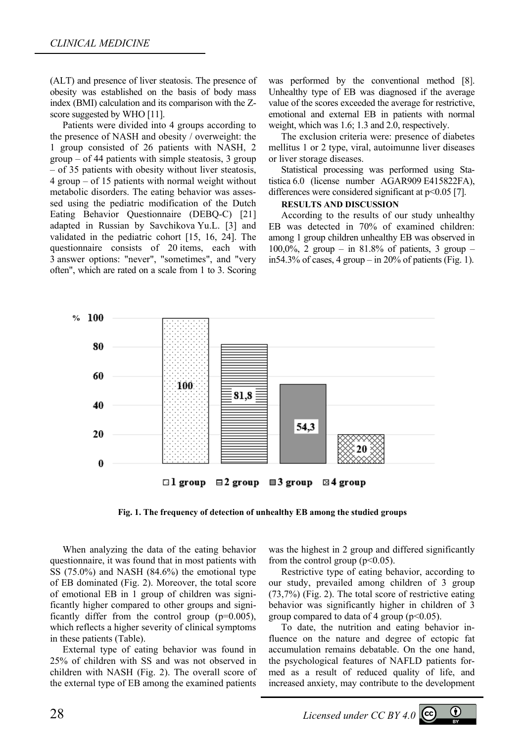(ALT) and presence of liver steatosis. The presence of obesity was established on the basis of body mass index (BMI) calculation and its comparison with the Z-score suggested by WHO [11].

Patients were divided into 4 groups according to the presence of NASH and obesity / overweight: the 1 group consisted of 26 patients with NASH, 2 group – of 44 patients with simple steatosis, 3 group – of 35 patients with obesity without liver steatosis, 4 group – of 15 patients with normal weight without metabolic disorders. The eating behavior was assessed using the pediatric modification of the Dutch Eating Behavior Questionnaire (DEBQ-C) [21] adapted in Russian by Savchikova Yu.L. [3] and validated in the pediatric cohort [15, 16, 24]. The questionnaire consists of 20 items, each with 3 answer options: "never", "sometimes", and "very often", which are rated on a scale from 1 to 3. Scoring was performed by the conventional method [8]. Unhealthy type of EB was diagnosed if the average value of the scores exceeded the average for restrictive, emotional and external EB in patients with normal weight, which was 1.6; 1.3 and 2.0, respectively.

The exclusion criteria were: presence of diabetes mellitus 1 or 2 type, viral, autoimunne liver diseases or liver storage diseases.

Statistical processing was performed using Statistica 6.0 (license number AGAR909 E415822FA), differences were considered significant at $p<0.05$ [7].

**RESULTS AND DISCUSSION**

According to the results of our study unhealthy EB was detected in 70% of examined children: among 1 group children unhealthy EB was observed in 100,0%, 2 group – in 81.8% of patients, 3 group – in54.3% of cases, 4 group – in 20% of patients (Fig. 1).

**Fig. 1. The frequency of detection of unhealthy EB among the studied groups**

When analyzing the data of the eating behavior questionnaire, it was found that in most patients with SS (75.0%) and NASH (84.6%) the emotional type of EB dominated (Fig. 2). Moreover, the total score of emotional EB in 1 group of children was significantly higher compared to other groups and significantly differ from the control group ($p=0.005$), which reflects a higher severity of clinical symptoms in these patients (Table).

External type of eating behavior was found in 25% of children with SS and was not observed in children with NASH (Fig. 2). The overall score of the external type of EB among the examined patients was the highest in 2 group and differed significantly from the control group ($p<0.05$).

Restrictive type of eating behavior, according to our study, prevailed among children of 3 group (73,7%) (Fig. 2). The total score of restrictive eating behavior was significantly higher in children of 3 group compared to data of 4 group ($p<0.05$).

To date, the nutrition and eating behavior influence on the nature and degree of ectopic fat accumulation remains debatable. On the one hand, the psychological features of NAFLD patients formed as a result of reduced quality of life, and increased anxiety, may contribute to the development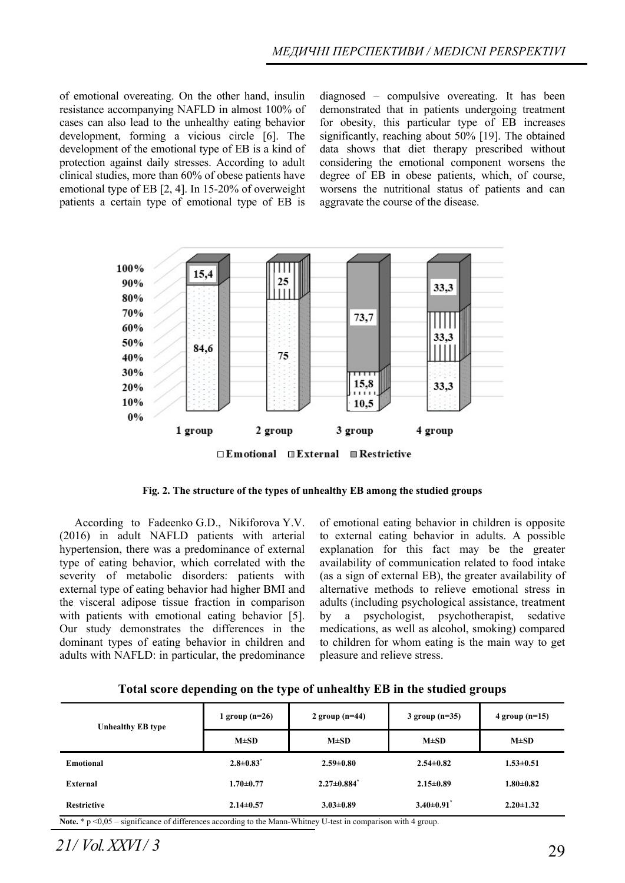of emotional overeating. On the other hand, insulin resistance accompanying NAFLD in almost 100% of cases can also lead to the unhealthy eating behavior development, forming a vicious circle [6]. The development of the emotional type of EB is a kind of protection against daily stresses. According to adult clinical studies, more than 60% of obese patients have emotional type of EB [2, 4]. In 15-20% of overweight patients a certain type of emotional type of EB is diagnosed – compulsive overeating. It has been demonstrated that in patients undergoing treatment for obesity, this particular type of EB increases significantly, reaching about 50% [19]. The obtained data shows that diet therapy prescribed without considering the emotional component worsens the degree of EB in obese patients, which, of course, worsens the nutritional status of patients and can aggravate the course of the disease.

**Fig. 2. The structure of the types of unhealthy EB among the studied groups**

According to Fadeenko G.D., Nikiforova Y.V. (2016) in adult NAFLD patients with arterial hypertension, there was a predominance of external type of eating behavior, which correlated with the severity of metabolic disorders: patients with external type of eating behavior had higher BMI and the visceral adipose tissue fraction in comparison with patients with emotional eating behavior [5]. Our study demonstrates the differences in the dominant types of eating behavior in children and adults with NAFLD: in particular, the predominance of emotional eating behavior in children is opposite to external eating behavior in adults. A possible explanation for this fact may be the greater availability of communication related to food intake (as a sign of external EB), the greater availability of alternative methods to relieve emotional stress in adults (including psychological assistance, treatment by a psychologist, psychotherapist, sedative medications, as well as alcohol, smoking) compared to children for whom eating is the main way to get pleasure and relieve stress.

**Total score depending on the type of unhealthy EB in the studied groups**

| Unhealthy EB type | 1 group (n=26) | 2 group (n=44) | 3 group (n=35) | 4 group (n=15) |
|---|---|---|---|---|
| | M±SD | M±SD | M±SD | M±SD |
| **Emotional** | 2.8±0.83* | 2.59±0.80 | 2.54±0.82 | 1.53±0.51 |
| **External** | 1.70±0.77 | 2.27±0.884* | 2.15±0.89 | 1.80±0.82 |
| **Restrictive** | 2.14±0.57 | 3.03±0.89 | 3.40±0.91* | 2.20±1.32 |

**Note.** * $p < 0{,}05$ – significance of differences according to the Mann-Whitney U-test in comparison with 4 group.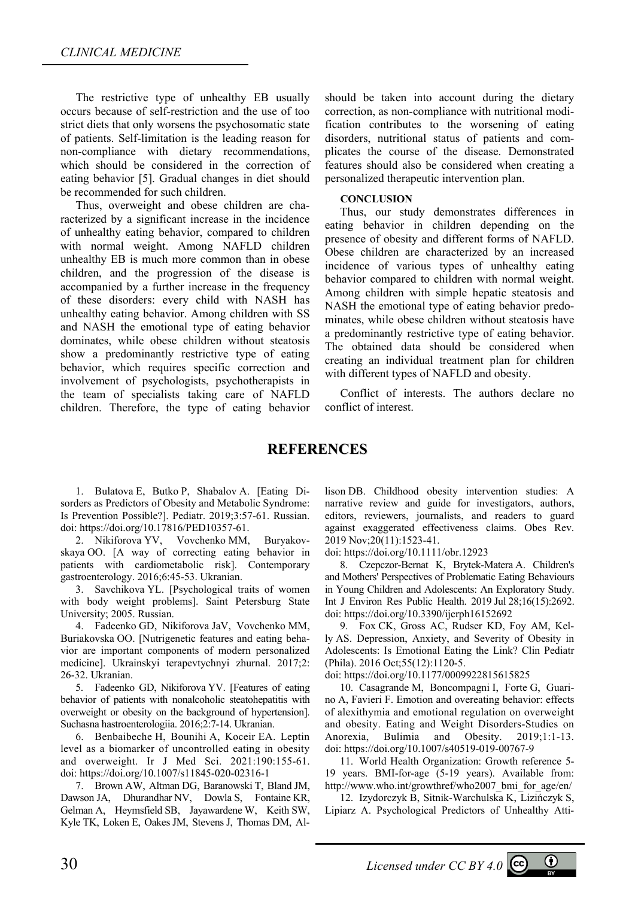The restrictive type of unhealthy EB usually occurs because of self-restriction and the use of too strict diets that only worsens the psychosomatic state of patients. Self-limitation is the leading reason for non-compliance with dietary recommendations, which should be considered in the correction of eating behavior [5]. Gradual changes in diet should be recommended for such children.

Thus, overweight and obese children are characterized by a significant increase in the incidence of unhealthy eating behavior, compared to children with normal weight. Among NAFLD children unhealthy EB is much more common than in obese children, and the progression of the disease is accompanied by a further increase in the frequency of these disorders: every child with NASH has unhealthy eating behavior. Among children with SS and NASH the emotional type of eating behavior dominates, while obese children without steatosis show a predominantly restrictive type of eating behavior, which requires specific correction and involvement of psychologists, psychotherapists in the team of specialists taking care of NAFLD children. Therefore, the type of eating behavior should be taken into account during the dietary correction, as non-compliance with nutritional modification contributes to the worsening of eating disorders, nutritional status of patients and complicates the course of the disease. Demonstrated features should also be considered when creating a personalized therapeutic intervention plan.

**CONCLUSION**

Thus, our study demonstrates differences in eating behavior in children depending on the presence of obesity and different forms of NAFLD. Obese children are characterized by an increased incidence of various types of unhealthy eating behavior compared to children with normal weight. Among children with simple hepatic steatosis and NASH the emotional type of eating behavior predominates, while obese children without steatosis have a predominantly restrictive type of eating behavior. The obtained data should be considered when creating an individual treatment plan for children with different types of NAFLD and obesity.

Conflict of interests. The authors declare no conflict of interest.

## REFERENCES

1. Bulatova E, Butko P, Shabalov A. [Eating Disorders as Predictors of Obesity and Metabolic Syndrome: Is Prevention Possible?]. Pediatr. 2019;3:57-61. Russian. doi: https://doi.org/10.17816/PED10357-61.
2. Nikiforova YV, Vovchenko MM, Buryakovskaya OO. [A way of correcting eating behavior in patients with cardiometabolic risk]. Contemporary gastroenterology. 2016;6:45-53. Ukranian.
3. Savchikova YL. [Psychological traits of women with body weight problems]. Saint Petersburg State University; 2005. Russian.
4. Fadeenko GD, Nikiforova JaV, Vovchenko MM, Buriakovska OO. [Nutrigenetic features and eating behavior are important components of modern personalized medicine]. Ukrainskyi terapevtychnyi zhurnal. 2017;2: 26-32. Ukranian.
5. Fadeenko GD, Nikiforova YV. [Features of eating behavior of patients with nonalcoholic steatohepatitis with overweight or obesity on the background of hypertension]. Suchasna hastroenterologiia. 2016;2:7-14. Ukranian.
6. Benbaibeche H, Bounihi A, Koceir EA. Leptin level as a biomarker of uncontrolled eating in obesity and overweight. Ir J Med Sci. 2021:190:155-61. doi: https://doi.org/10.1007/s11845-020-02316-1
7. Brown AW, Altman DG, Baranowski T, Bland JM, Dawson JA, Dhurandhar NV, Dowla S, Fontaine KR, Gelman A, Heymsfield SB, Jayawardene W, Keith SW, Kyle TK, Loken E, Oakes JM, Stevens J, Thomas DM, Allison DB. Childhood obesity intervention studies: A narrative review and guide for investigators, authors, editors, reviewers, journalists, and readers to guard against exaggerated effectiveness claims. Obes Rev. 2019 Nov;20(11):1523-41. doi: https://doi.org/10.1111/obr.12923
8. Czepczor-Bernat K, Brytek-Matera A. Children's and Mothers' Perspectives of Problematic Eating Behaviours in Young Children and Adolescents: An Exploratory Study. Int J Environ Res Public Health. 2019 Jul 28;16(15):2692. doi: https://doi.org/10.3390/ijerph16152692
9. Fox CK, Gross AC, Rudser KD, Foy AM, Kelly AS. Depression, Anxiety, and Severity of Obesity in Adolescents: Is Emotional Eating the Link? Clin Pediatr (Phila). 2016 Oct;55(12):1120-5. doi: https://doi.org/10.1177/0009922815615825
10. Casagrande M, Boncompagni I, Forte G, Guarino A, Favieri F. Emotion and overeating behavior: effects of alexithymia and emotional regulation on overweight and obesity. Eating and Weight Disorders-Studies on Anorexia, Bulimia and Obesity. 2019;1:1-13. doi: https://doi.org/10.1007/s40519-019-00767-9
11. World Health Organization: Growth reference 5-19 years. BMI-for-age (5-19 years). Available from: http://www.who.int/growthref/who2007_bmi_for_age/en/
12. Izydorczyk B, Sitnik-Warchulska K, Lizińczyk S, Lipiarz A. Psychological Predictors of Unhealthy Atti-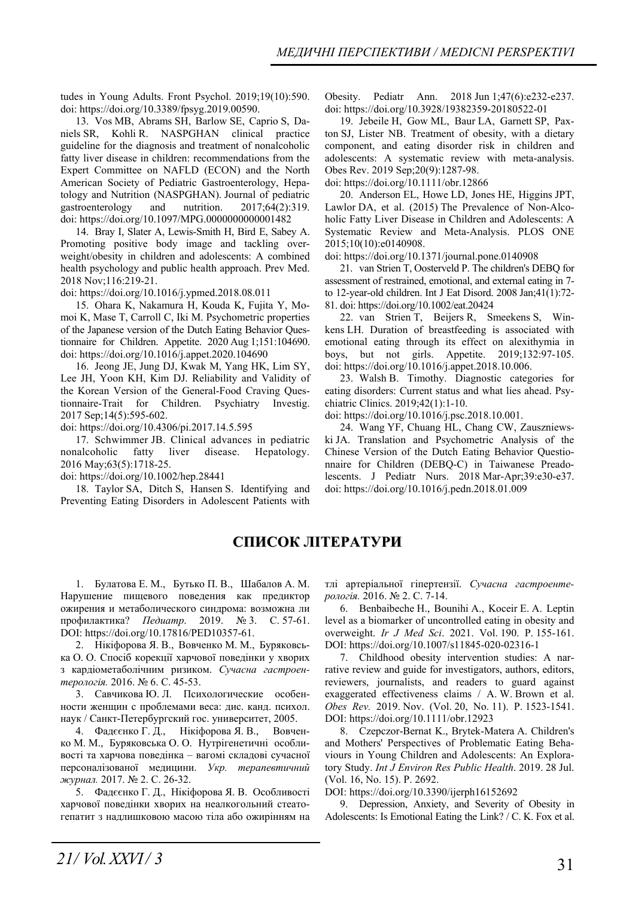tudes in Young Adults. Front Psychol. 2019;19(10):590. doi: https://doi.org/10.3389/fpsyg.2019.00590.

13. Vos MB, Abrams SH, Barlow SE, Caprio S, Daniels SR, Kohli R. NASPGHAN clinical practice guideline for the diagnosis and treatment of nonalcoholic fatty liver disease in children: recommendations from the Expert Committee on NAFLD (ECON) and the North American Society of Pediatric Gastroenterology, Hepatology and Nutrition (NASPGHAN). Journal of pediatric gastroenterology and nutrition. 2017;64(2):319. doi: https://doi.org/10.1097/MPG.0000000000001482

14. Bray I, Slater A, Lewis-Smith H, Bird E, Sabey A. Promoting positive body image and tackling overweight/obesity in children and adolescents: A combined health psychology and public health approach. Prev Med. 2018 Nov;116:219-21.
doi: https://doi.org/10.1016/j.ypmed.2018.08.011

15. Ohara K, Nakamura H, Kouda K, Fujita Y, Momoi K, Mase T, Carroll C, Iki M. Psychometric properties of the Japanese version of the Dutch Eating Behavior Questionnaire for Children. Appetite. 2020 Aug 1;151:104690. doi: https://doi.org/10.1016/j.appet.2020.104690

16. Jeong JE, Jung DJ, Kwak M, Yang HK, Lim SY, Lee JH, Yoon KH, Kim DJ. Reliability and Validity of the Korean Version of the General-Food Craving Questionnaire-Trait for Children. Psychiatry Investig. 2017 Sep;14(5):595-602.
doi: https://doi.org/10.4306/pi.2017.14.5.595

17. Schwimmer JB. Clinical advances in pediatric nonalcoholic fatty liver disease. Hepatology. 2016 May;63(5):1718-25.
doi: https://doi.org/10.1002/hep.28441

18. Taylor SA, Ditch S, Hansen S. Identifying and Preventing Eating Disorders in Adolescent Patients with Obesity. Pediatr Ann. 2018 Jun 1;47(6):e232-e237. doi: https://doi.org/10.3928/19382359-20180522-01

19. Jebeile H, Gow ML, Baur LA, Garnett SP, Paxton SJ, Lister NB. Treatment of obesity, with a dietary component, and eating disorder risk in children and adolescents: A systematic review with meta-analysis. Obes Rev. 2019 Sep;20(9):1287-98.
doi: https://doi.org/10.1111/obr.12866

20. Anderson EL, Howe LD, Jones HE, Higgins JPT, Lawlor DA, et al. (2015) The Prevalence of Non-Alcoholic Fatty Liver Disease in Children and Adolescents: A Systematic Review and Meta-Analysis. PLOS ONE 2015;10(10):e0140908.
doi: https://doi.org/10.1371/journal.pone.0140908

21. van Strien T, Oosterveld P. The children's DEBQ for assessment of restrained, emotional, and external eating in 7- to 12-year-old children. Int J Eat Disord. 2008 Jan;41(1):72-81. doi: https://doi.org/10.1002/eat.20424

22. van Strien T, Beijers R, Smeekens S, Winkens LH. Duration of breastfeeding is associated with emotional eating through its effect on alexithymia in boys, but not girls. Appetite. 2019;132:97-105. doi: https://doi.org/10.1016/j.appet.2018.10.006.

23. Walsh B. Timothy. Diagnostic categories for eating disorders: Current status and what lies ahead. Psychiatric Clinics. 2019;42(1):1-10.
doi: https://doi.org/10.1016/j.psc.2018.10.001.

24. Wang YF, Chuang HL, Chang CW, Zauszniewski JA. Translation and Psychometric Analysis of the Chinese Version of the Dutch Eating Behavior Questionnaire for Children (DEBQ-C) in Taiwanese Preadolescents. J Pediatr Nurs. 2018 Mar-Apr;39:e30-e37. doi: https://doi.org/10.1016/j.pedn.2018.01.009

## СПИСОК ЛІТЕРАТУРИ

1. Булатова Е. М., Бутько П. В., Шабалов А. М. Нарушение пищевого поведения как предиктор ожирения и метаболического синдрома: возможна ли профилактика? *Педиатр*. 2019. № 3. С. 57-61. DOI: https://doi.org/10.17816/PED10357-61.

2. Нікіфорова Я. В., Вовченко М. М., Буряковська О. О. Спосіб корекції харчової поведінки у хворих з кардіометаболічним ризиком. *Сучасна гастроентерологія.* 2016. № 6. С. 45-53.

3. Савчикова Ю. Л. Психологические особенности женщин с проблемами веса: дис. канд. психол. наук / Санкт-Петербургский гос. университет, 2005.

4. Фадєєнко Г. Д., Нікіфорова Я. В., Вовченко М. М., Буряковська О. О. Нутрігенетичні особливості та харчова поведінка – вагомі складові сучасної персоналізованої медицини. *Укр. терапевтичний журнал.* 2017. № 2. С. 26-32.

5. Фадєєнко Г. Д., Нікіфорова Я. В. Особливості харчової поведінки хворих на неалкогольний стеатогепатит з надлишковою масою тіла або ожирінням на тлі артеріальної гіпертензії. *Сучасна гастроентерологія.* 2016. № 2. С. 7-14.

6. Benbaibeche H., Bounihi A., Koceir E. A. Leptin level as a biomarker of uncontrolled eating in obesity and overweight. *Ir J Med Sci*. 2021. Vol. 190. P. 155-161. DOI: https://doi.org/10.1007/s11845-020-02316-1

7. Childhood obesity intervention studies: A narrative review and guide for investigators, authors, editors, reviewers, journalists, and readers to guard against exaggerated effectiveness claims / A. W. Brown et al. *Obes Rev.* 2019. Nov. (Vol. 20, No. 11). P. 1523-1541. DOI: https://doi.org/10.1111/obr.12923

8. Czepczor-Bernat K., Brytek-Matera A. Children's and Mothers' Perspectives of Problematic Eating Behaviours in Young Children and Adolescents: An Exploratory Study. *Int J Environ Res Public Health*. 2019. 28 Jul. (Vol. 16, No. 15). P. 2692.
DOI: https://doi.org/10.3390/ijerph16152692

9. Depression, Anxiety, and Severity of Obesity in Adolescents: Is Emotional Eating the Link? / C. K. Fox et al.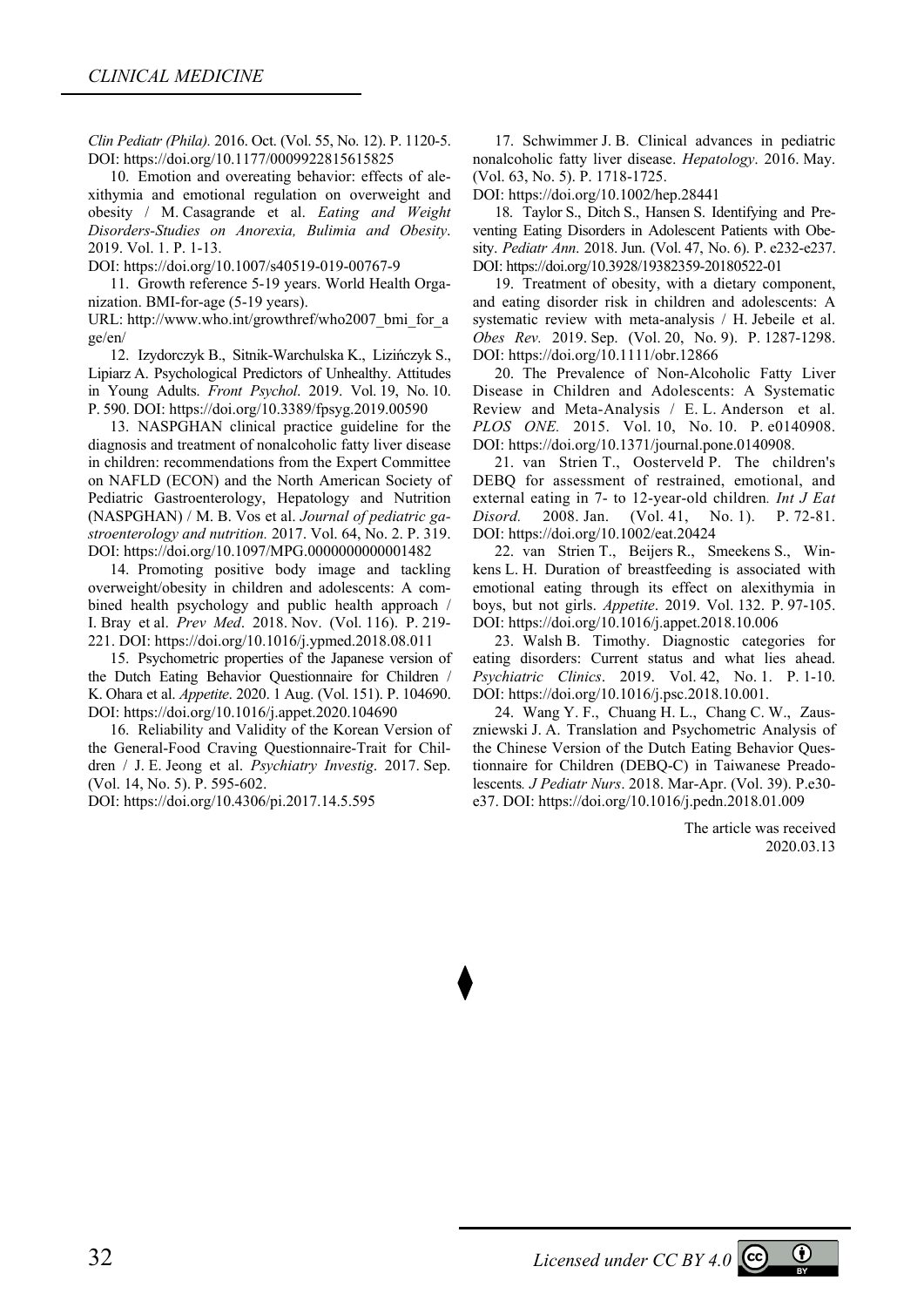*Clin Pediatr (Phila).* 2016. Oct. (Vol. 55, No. 12). P. 1120-5. DOI: https://doi.org/10.1177/0009922815615825

10. Emotion and overeating behavior: effects of alexithymia and emotional regulation on overweight and obesity / M. Casagrande et al. *Eating and Weight Disorders-Studies on Anorexia, Bulimia and Obesity*. 2019. Vol. 1. P. 1-13.
DOI: https://doi.org/10.1007/s40519-019-00767-9

11. Growth reference 5-19 years. World Health Organization. BMI-for-age (5-19 years).
URL: http://www.who.int/growthref/who2007_bmi_for_age/en/

12. Izydorczyk B., Sitnik-Warchulska K., Lizińczyk S., Lipiarz A. Psychological Predictors of Unhealthy. Attitudes in Young Adults. *Front Psychol*. 2019. Vol. 19, No. 10. P. 590. DOI: https://doi.org/10.3389/fpsyg.2019.00590

13. NASPGHAN clinical practice guideline for the diagnosis and treatment of nonalcoholic fatty liver disease in children: recommendations from the Expert Committee on NAFLD (ECON) and the North American Society of Pediatric Gastroenterology, Hepatology and Nutrition (NASPGHAN) / M. B. Vos et al. *Journal of pediatric gastroenterology and nutrition.* 2017. Vol. 64, No. 2. P. 319. DOI: https://doi.org/10.1097/MPG.0000000000001482

14. Promoting positive body image and tackling overweight/obesity in children and adolescents: A combined health psychology and public health approach / I. Bray et al. *Prev Med*. 2018. Nov. (Vol. 116). P. 219-221. DOI: https://doi.org/10.1016/j.ypmed.2018.08.011

15. Psychometric properties of the Japanese version of the Dutch Eating Behavior Questionnaire for Children / K. Ohara et al. *Appetite*. 2020. 1 Aug. (Vol. 151). P. 104690. DOI: https://doi.org/10.1016/j.appet.2020.104690

16. Reliability and Validity of the Korean Version of the General-Food Craving Questionnaire-Trait for Children / J. E. Jeong et al. *Psychiatry Investig*. 2017. Sep. (Vol. 14, No. 5). P. 595-602.
DOI: https://doi.org/10.4306/pi.2017.14.5.595

17. Schwimmer J. B. Clinical advances in pediatric nonalcoholic fatty liver disease. *Hepatology*. 2016. May. (Vol. 63, No. 5). P. 1718-1725.
DOI: https://doi.org/10.1002/hep.28441

18. Taylor S., Ditch S., Hansen S. Identifying and Preventing Eating Disorders in Adolescent Patients with Obesity. *Pediatr Ann*. 2018. Jun. (Vol. 47, No. 6). P. e232-e237. DOI: https://doi.org/10.3928/19382359-20180522-01

19. Treatment of obesity, with a dietary component, and eating disorder risk in children and adolescents: A systematic review with meta-analysis / H. Jebeile et al. *Obes Rev.* 2019. Sep. (Vol. 20, No. 9). P. 1287-1298. DOI: https://doi.org/10.1111/obr.12866

20. The Prevalence of Non-Alcoholic Fatty Liver Disease in Children and Adolescents: A Systematic Review and Meta-Analysis / E. L. Anderson et al. *PLOS ONE.* 2015. Vol. 10, No. 10. P. e0140908. DOI: https://doi.org/10.1371/journal.pone.0140908.

21. van Strien T., Oosterveld P. The children's DEBQ for assessment of restrained, emotional, and external eating in 7- to 12-year-old children. *Int J Eat Disord.* 2008. Jan. (Vol. 41, No. 1). P. 72-81. DOI: https://doi.org/10.1002/eat.20424

22. van Strien T., Beijers R., Smeekens S., Winkens L. H. Duration of breastfeeding is associated with emotional eating through its effect on alexithymia in boys, but not girls. *Appetite*. 2019. Vol. 132. P. 97-105. DOI: https://doi.org/10.1016/j.appet.2018.10.006

23. Walsh B. Timothy. Diagnostic categories for eating disorders: Current status and what lies ahead. *Psychiatric Clinics*. 2019. Vol. 42, No. 1. P. 1-10. DOI: https://doi.org/10.1016/j.psc.2018.10.001.

24. Wang Y. F., Chuang H. L., Chang C. W., Zauszniewski J. A. Translation and Psychometric Analysis of the Chinese Version of the Dutch Eating Behavior Questionnaire for Children (DEBQ-C) in Taiwanese Preadolescents*. J Pediatr Nurs*. 2018. Mar-Apr. (Vol. 39). P.e30-e37. DOI: https://doi.org/10.1016/j.pedn.2018.01.009

The article was received 2020.03.13